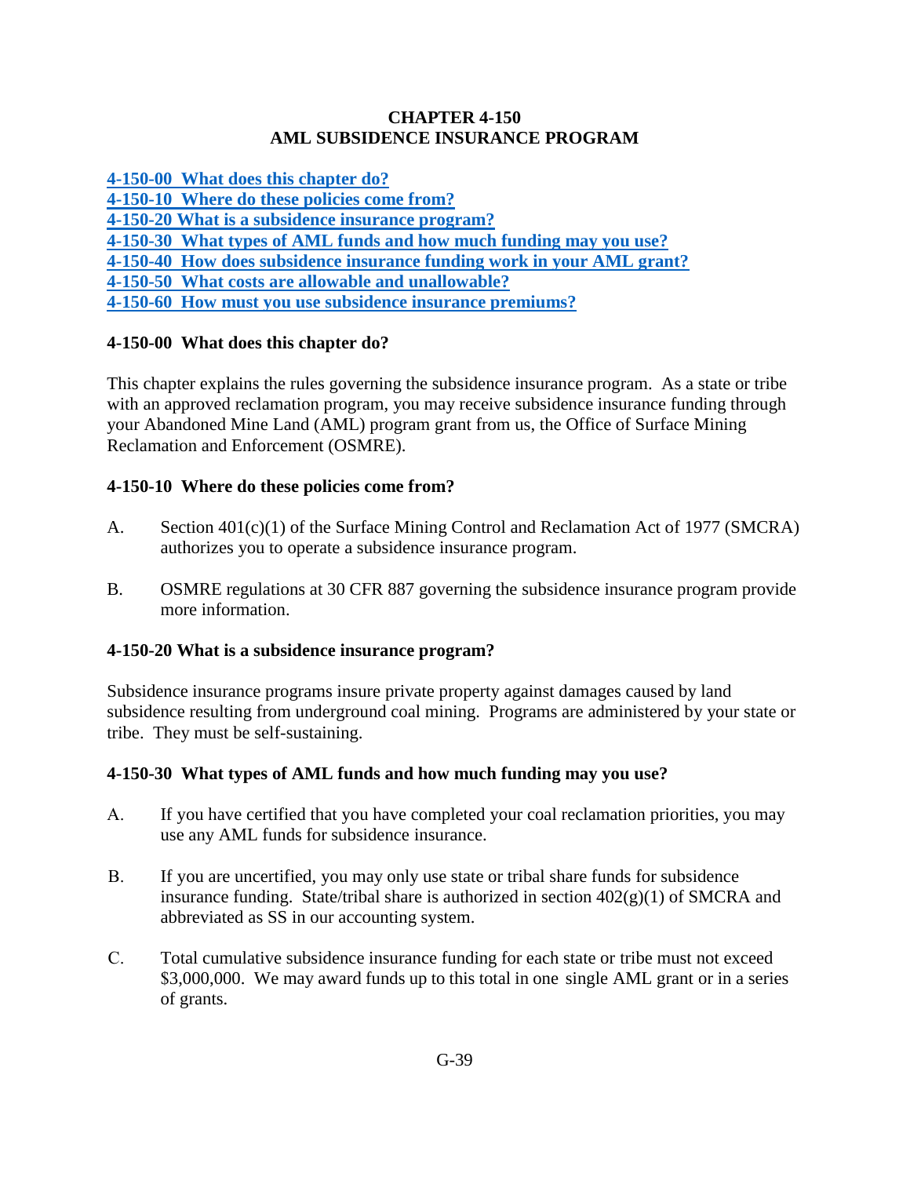# CHAPTER 4-150
# AML SUBSIDENCE INSURANCE PROGRAM

[4-150-00 What does this chapter do?](#)
[4-150-10 Where do these policies come from?](#)
[4-150-20 What is a subsidence insurance program?](#)
[4-150-30 What types of AML funds and how much funding may you use?](#)
[4-150-40 How does subsidence insurance funding work in your AML grant?](#)
[4-150-50 What costs are allowable and unallowable?](#)
[4-150-60 How must you use subsidence insurance premiums?](#)

## 4-150-00 What does this chapter do?

This chapter explains the rules governing the subsidence insurance program. As a state or tribe with an approved reclamation program, you may receive subsidence insurance funding through your Abandoned Mine Land (AML) program grant from us, the Office of Surface Mining Reclamation and Enforcement (OSMRE).

## 4-150-10 Where do these policies come from?

A. Section 401(c)(1) of the Surface Mining Control and Reclamation Act of 1977 (SMCRA) authorizes you to operate a subsidence insurance program.

B. OSMRE regulations at 30 CFR 887 governing the subsidence insurance program provide more information.

## 4-150-20 What is a subsidence insurance program?

Subsidence insurance programs insure private property against damages caused by land subsidence resulting from underground coal mining. Programs are administered by your state or tribe. They must be self-sustaining.

## 4-150-30 What types of AML funds and how much funding may you use?

A. If you have certified that you have completed your coal reclamation priorities, you may use any AML funds for subsidence insurance.

B. If you are uncertified, you may only use state or tribal share funds for subsidence insurance funding. State/tribal share is authorized in section 402(g)(1) of SMCRA and abbreviated as SS in our accounting system.

C. Total cumulative subsidence insurance funding for each state or tribe must not exceed $3,000,000. We may award funds up to this total in one single AML grant or in a series of grants.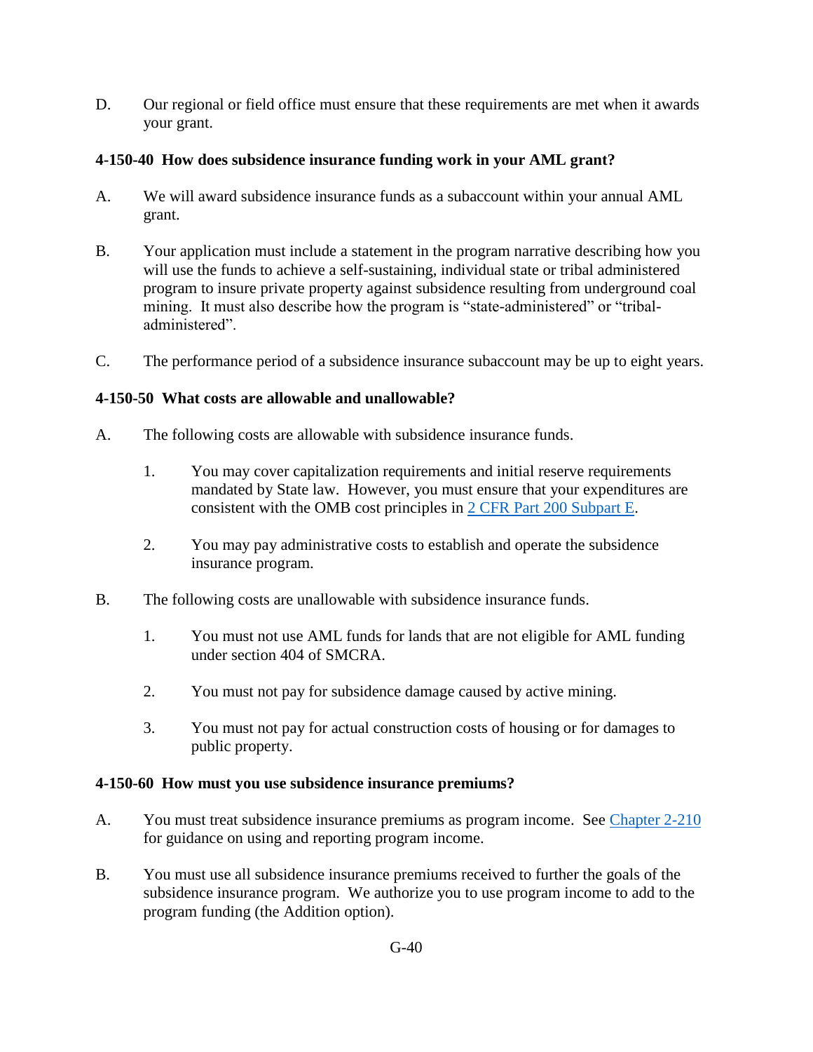D. Our regional or field office must ensure that these requirements are met when it awards your grant.

### 4-150-40 How does subsidence insurance funding work in your AML grant?

A. We will award subsidence insurance funds as a subaccount within your annual AML grant.

B. Your application must include a statement in the program narrative describing how you will use the funds to achieve a self-sustaining, individual state or tribal administered program to insure private property against subsidence resulting from underground coal mining. It must also describe how the program is "state-administered" or "tribal-administered".

C. The performance period of a subsidence insurance subaccount may be up to eight years.

### 4-150-50 What costs are allowable and unallowable?

A. The following costs are allowable with subsidence insurance funds.

   1. You may cover capitalization requirements and initial reserve requirements mandated by State law. However, you must ensure that your expenditures are consistent with the OMB cost principles in 2 CFR Part 200 Subpart E.

   2. You may pay administrative costs to establish and operate the subsidence insurance program.

B. The following costs are unallowable with subsidence insurance funds.

   1. You must not use AML funds for lands that are not eligible for AML funding under section 404 of SMCRA.

   2. You must not pay for subsidence damage caused by active mining.

   3. You must not pay for actual construction costs of housing or for damages to public property.

### 4-150-60 How must you use subsidence insurance premiums?

A. You must treat subsidence insurance premiums as program income. See Chapter 2-210 for guidance on using and reporting program income.

B. You must use all subsidence insurance premiums received to further the goals of the subsidence insurance program. We authorize you to use program income to add to the program funding (the Addition option).